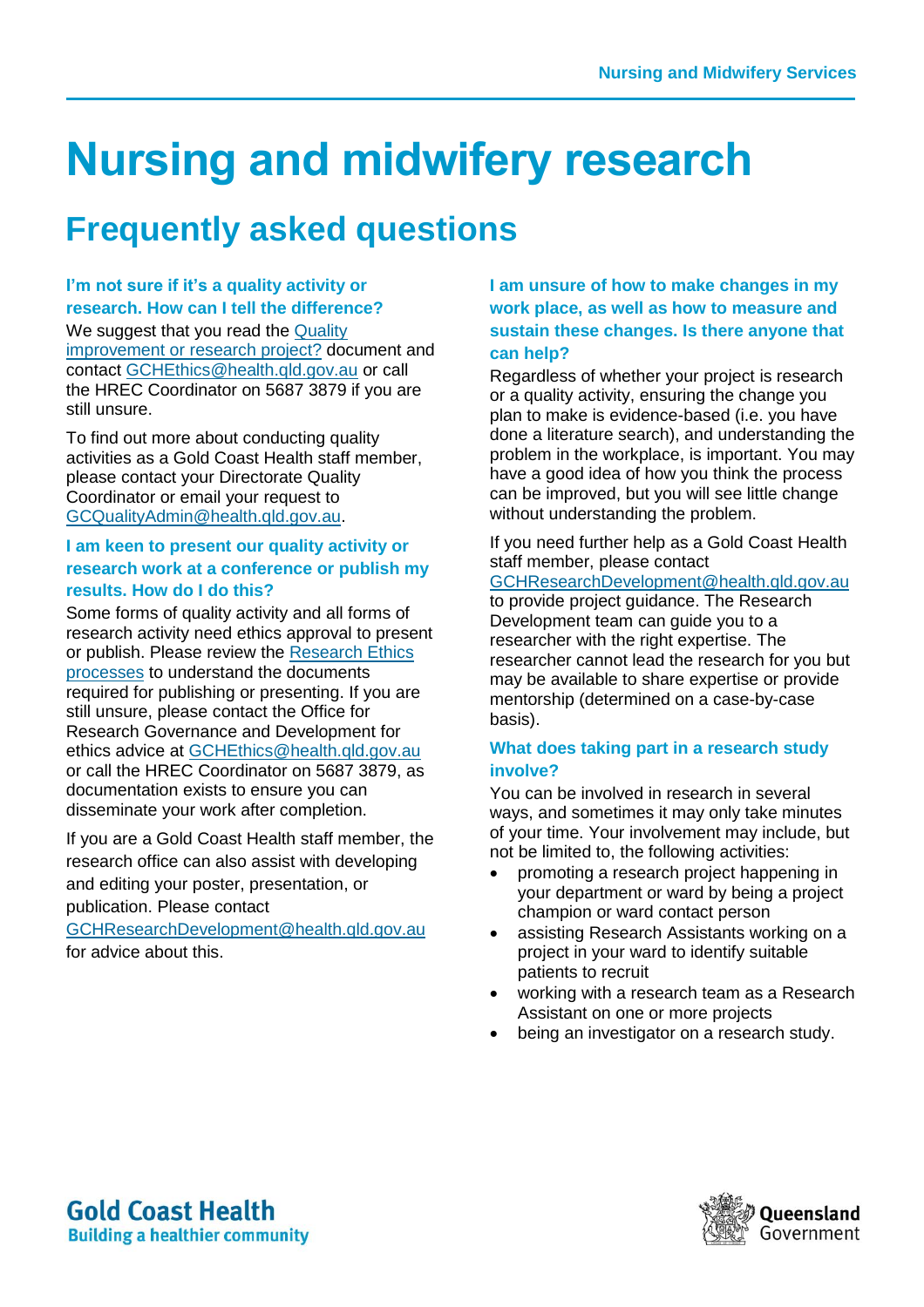# Nursing and midwifery research

## Frequently asked questions

### I'm not sure if it's a quality activity or research. How can I tell the difference?

We suggest that you read the Quality improvement or research project? document and contact GCHEthics@health.qld.gov.au or call the HREC Coordinator on 5687 3879 if you are still unsure.

To find out more about conducting quality activities as a Gold Coast Health staff member, please contact your Directorate Quality Coordinator or email your request to GCQualityAdmin@health.qld.gov.au.

### I am keen to present our quality activity or research work at a conference or publish my results. How do I do this?

Some forms of quality activity and all forms of research activity need ethics approval to present or publish. Please review the Research Ethics processes to understand the documents required for publishing or presenting. If you are still unsure, please contact the Office for Research Governance and Development for ethics advice at GCHEthics@health.qld.gov.au or call the HREC Coordinator on 5687 3879, as documentation exists to ensure you can disseminate your work after completion.

If you are a Gold Coast Health staff member, the research office can also assist with developing and editing your poster, presentation, or publication. Please contact GCHResearchDevelopment@health.qld.gov.au for advice about this.

### I am unsure of how to make changes in my work place, as well as how to measure and sustain these changes. Is there anyone that can help?

Regardless of whether your project is research or a quality activity, ensuring the change you plan to make is evidence-based (i.e. you have done a literature search), and understanding the problem in the workplace, is important. You may have a good idea of how you think the process can be improved, but you will see little change without understanding the problem.

If you need further help as a Gold Coast Health staff member, please contact GCHResearchDevelopment@health.qld.gov.au to provide project guidance. The Research Development team can guide you to a researcher with the right expertise. The researcher cannot lead the research for you but may be available to share expertise or provide mentorship (determined on a case-by-case basis).

### What does taking part in a research study involve?

You can be involved in research in several ways, and sometimes it may only take minutes of your time. Your involvement may include, but not be limited to, the following activities:

- promoting a research project happening in your department or ward by being a project champion or ward contact person
- assisting Research Assistants working on a project in your ward to identify suitable patients to recruit
- working with a research team as a Research Assistant on one or more projects
- being an investigator on a research study.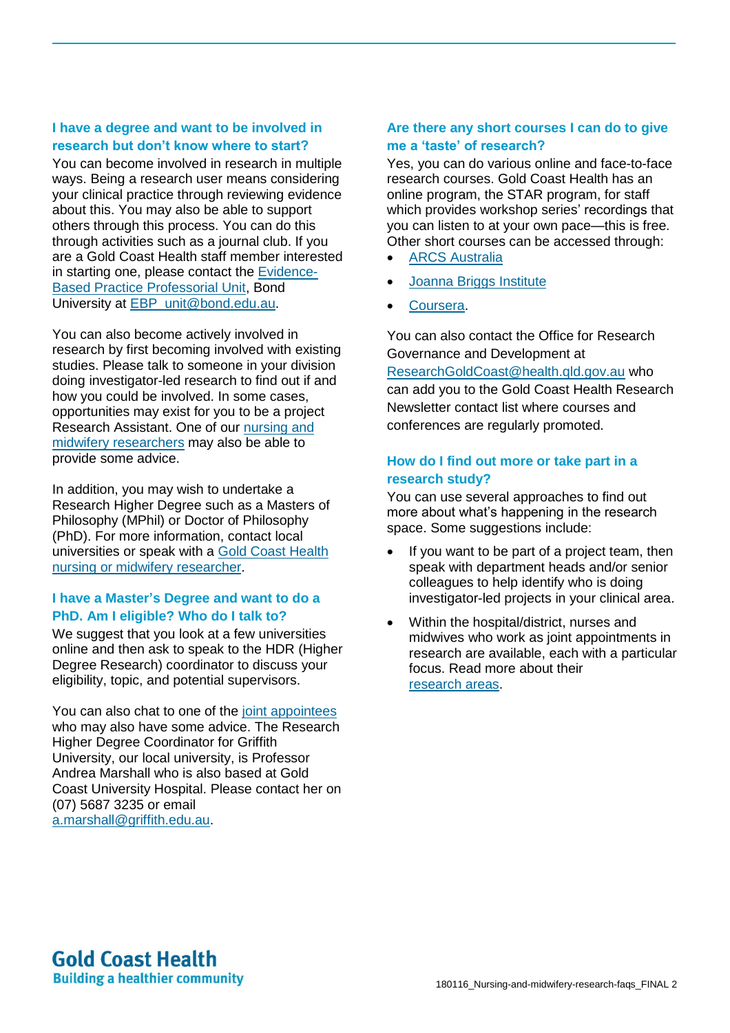### I have a degree and want to be involved in research but don't know where to start?

You can become involved in research in multiple ways. Being a research user means considering your clinical practice through reviewing evidence about this. You may also be able to support others through this process. You can do this through activities such as a journal club. If you are a Gold Coast Health staff member interested in starting one, please contact the Evidence-Based Practice Professorial Unit, Bond University at EBP_unit@bond.edu.au.

You can also become actively involved in research by first becoming involved with existing studies. Please talk to someone in your division doing investigator-led research to find out if and how you could be involved. In some cases, opportunities may exist for you to be a project Research Assistant. One of our nursing and midwifery researchers may also be able to provide some advice.

In addition, you may wish to undertake a Research Higher Degree such as a Masters of Philosophy (MPhil) or Doctor of Philosophy (PhD). For more information, contact local universities or speak with a Gold Coast Health nursing or midwifery researcher.

### I have a Master's Degree and want to do a PhD. Am I eligible? Who do I talk to?

We suggest that you look at a few universities online and then ask to speak to the HDR (Higher Degree Research) coordinator to discuss your eligibility, topic, and potential supervisors.

You can also chat to one of the joint appointees who may also have some advice. The Research Higher Degree Coordinator for Griffith University, our local university, is Professor Andrea Marshall who is also based at Gold Coast University Hospital. Please contact her on (07) 5687 3235 or email a.marshall@griffith.edu.au.

### Are there any short courses I can do to give me a 'taste' of research?

Yes, you can do various online and face-to-face research courses. Gold Coast Health has an online program, the STAR program, for staff which provides workshop series' recordings that you can listen to at your own pace—this is free. Other short courses can be accessed through:

- ARCS Australia
- Joanna Briggs Institute
- Coursera.

You can also contact the Office for Research Governance and Development at ResearchGoldCoast@health.qld.gov.au who can add you to the Gold Coast Health Research Newsletter contact list where courses and conferences are regularly promoted.

### How do I find out more or take part in a research study?

You can use several approaches to find out more about what's happening in the research space. Some suggestions include:

- If you want to be part of a project team, then speak with department heads and/or senior colleagues to help identify who is doing investigator-led projects in your clinical area.
- Within the hospital/district, nurses and midwives who work as joint appointments in research are available, each with a particular focus. Read more about their research areas.